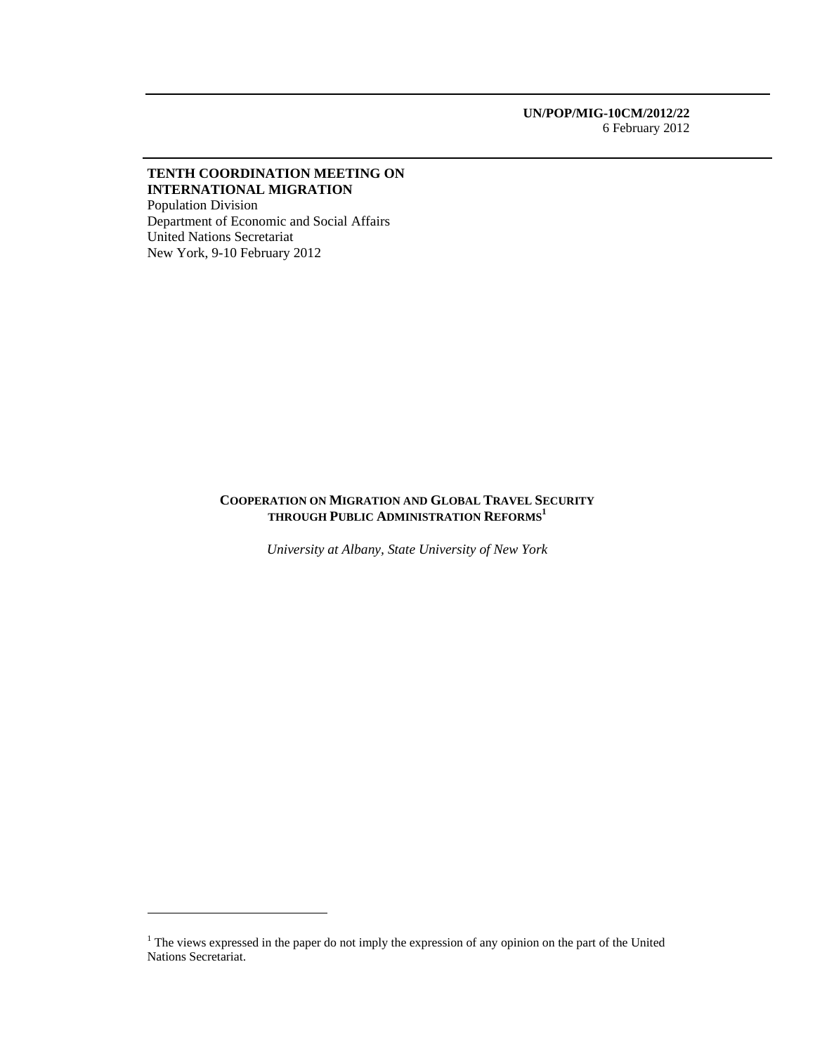**UN/POP/MIG-10CM/2012/22**
6 February 2012

**TENTH COORDINATION MEETING ON INTERNATIONAL MIGRATION**
Population Division
Department of Economic and Social Affairs
United Nations Secretariat
New York, 9-10 February 2012

# COOPERATION ON MIGRATION AND GLOBAL TRAVEL SECURITY THROUGH PUBLIC ADMINISTRATION REFORMS[1]

*University at Albany, State University of New York*

[1] The views expressed in the paper do not imply the expression of any opinion on the part of the United Nations Secretariat.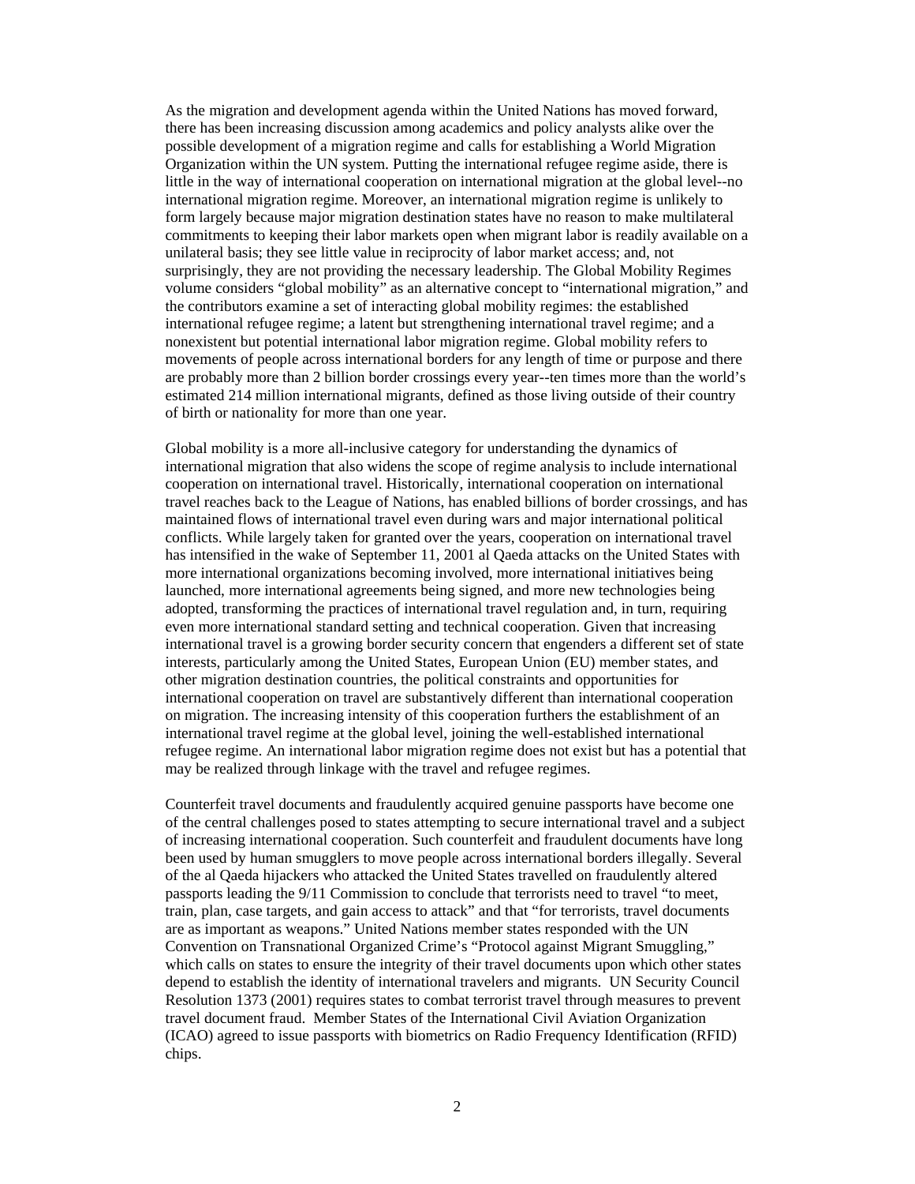As the migration and development agenda within the United Nations has moved forward, there has been increasing discussion among academics and policy analysts alike over the possible development of a migration regime and calls for establishing a World Migration Organization within the UN system. Putting the international refugee regime aside, there is little in the way of international cooperation on international migration at the global level--no international migration regime. Moreover, an international migration regime is unlikely to form largely because major migration destination states have no reason to make multilateral commitments to keeping their labor markets open when migrant labor is readily available on a unilateral basis; they see little value in reciprocity of labor market access; and, not surprisingly, they are not providing the necessary leadership. The Global Mobility Regimes volume considers "global mobility" as an alternative concept to "international migration," and the contributors examine a set of interacting global mobility regimes: the established international refugee regime; a latent but strengthening international travel regime; and a nonexistent but potential international labor migration regime. Global mobility refers to movements of people across international borders for any length of time or purpose and there are probably more than 2 billion border crossings every year--ten times more than the world's estimated 214 million international migrants, defined as those living outside of their country of birth or nationality for more than one year.

Global mobility is a more all-inclusive category for understanding the dynamics of international migration that also widens the scope of regime analysis to include international cooperation on international travel. Historically, international cooperation on international travel reaches back to the League of Nations, has enabled billions of border crossings, and has maintained flows of international travel even during wars and major international political conflicts. While largely taken for granted over the years, cooperation on international travel has intensified in the wake of September 11, 2001 al Qaeda attacks on the United States with more international organizations becoming involved, more international initiatives being launched, more international agreements being signed, and more new technologies being adopted, transforming the practices of international travel regulation and, in turn, requiring even more international standard setting and technical cooperation. Given that increasing international travel is a growing border security concern that engenders a different set of state interests, particularly among the United States, European Union (EU) member states, and other migration destination countries, the political constraints and opportunities for international cooperation on travel are substantively different than international cooperation on migration. The increasing intensity of this cooperation furthers the establishment of an international travel regime at the global level, joining the well-established international refugee regime. An international labor migration regime does not exist but has a potential that may be realized through linkage with the travel and refugee regimes.

Counterfeit travel documents and fraudulently acquired genuine passports have become one of the central challenges posed to states attempting to secure international travel and a subject of increasing international cooperation. Such counterfeit and fraudulent documents have long been used by human smugglers to move people across international borders illegally. Several of the al Qaeda hijackers who attacked the United States travelled on fraudulently altered passports leading the 9/11 Commission to conclude that terrorists need to travel "to meet, train, plan, case targets, and gain access to attack" and that "for terrorists, travel documents are as important as weapons." United Nations member states responded with the UN Convention on Transnational Organized Crime's "Protocol against Migrant Smuggling," which calls on states to ensure the integrity of their travel documents upon which other states depend to establish the identity of international travelers and migrants. UN Security Council Resolution 1373 (2001) requires states to combat terrorist travel through measures to prevent travel document fraud. Member States of the International Civil Aviation Organization (ICAO) agreed to issue passports with biometrics on Radio Frequency Identification (RFID) chips.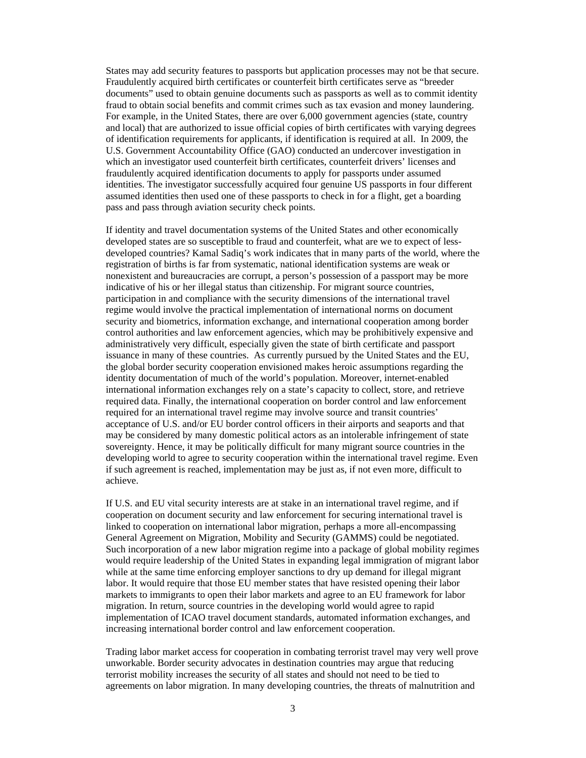States may add security features to passports but application processes may not be that secure. Fraudulently acquired birth certificates or counterfeit birth certificates serve as “breeder documents” used to obtain genuine documents such as passports as well as to commit identity fraud to obtain social benefits and commit crimes such as tax evasion and money laundering. For example, in the United States, there are over 6,000 government agencies (state, country and local) that are authorized to issue official copies of birth certificates with varying degrees of identification requirements for applicants, if identification is required at all. In 2009, the U.S. Government Accountability Office (GAO) conducted an undercover investigation in which an investigator used counterfeit birth certificates, counterfeit drivers' licenses and fraudulently acquired identification documents to apply for passports under assumed identities. The investigator successfully acquired four genuine US passports in four different assumed identities then used one of these passports to check in for a flight, get a boarding pass and pass through aviation security check points.

If identity and travel documentation systems of the United States and other economically developed states are so susceptible to fraud and counterfeit, what are we to expect of less-developed countries? Kamal Sadiq's work indicates that in many parts of the world, where the registration of births is far from systematic, national identification systems are weak or nonexistent and bureaucracies are corrupt, a person's possession of a passport may be more indicative of his or her illegal status than citizenship. For migrant source countries, participation in and compliance with the security dimensions of the international travel regime would involve the practical implementation of international norms on document security and biometrics, information exchange, and international cooperation among border control authorities and law enforcement agencies, which may be prohibitively expensive and administratively very difficult, especially given the state of birth certificate and passport issuance in many of these countries. As currently pursued by the United States and the EU, the global border security cooperation envisioned makes heroic assumptions regarding the identity documentation of much of the world's population. Moreover, internet-enabled international information exchanges rely on a state's capacity to collect, store, and retrieve required data. Finally, the international cooperation on border control and law enforcement required for an international travel regime may involve source and transit countries' acceptance of U.S. and/or EU border control officers in their airports and seaports and that may be considered by many domestic political actors as an intolerable infringement of state sovereignty. Hence, it may be politically difficult for many migrant source countries in the developing world to agree to security cooperation within the international travel regime. Even if such agreement is reached, implementation may be just as, if not even more, difficult to achieve.

If U.S. and EU vital security interests are at stake in an international travel regime, and if cooperation on document security and law enforcement for securing international travel is linked to cooperation on international labor migration, perhaps a more all-encompassing General Agreement on Migration, Mobility and Security (GAMMS) could be negotiated. Such incorporation of a new labor migration regime into a package of global mobility regimes would require leadership of the United States in expanding legal immigration of migrant labor while at the same time enforcing employer sanctions to dry up demand for illegal migrant labor. It would require that those EU member states that have resisted opening their labor markets to immigrants to open their labor markets and agree to an EU framework for labor migration. In return, source countries in the developing world would agree to rapid implementation of ICAO travel document standards, automated information exchanges, and increasing international border control and law enforcement cooperation.

Trading labor market access for cooperation in combating terrorist travel may very well prove unworkable. Border security advocates in destination countries may argue that reducing terrorist mobility increases the security of all states and should not need to be tied to agreements on labor migration. In many developing countries, the threats of malnutrition and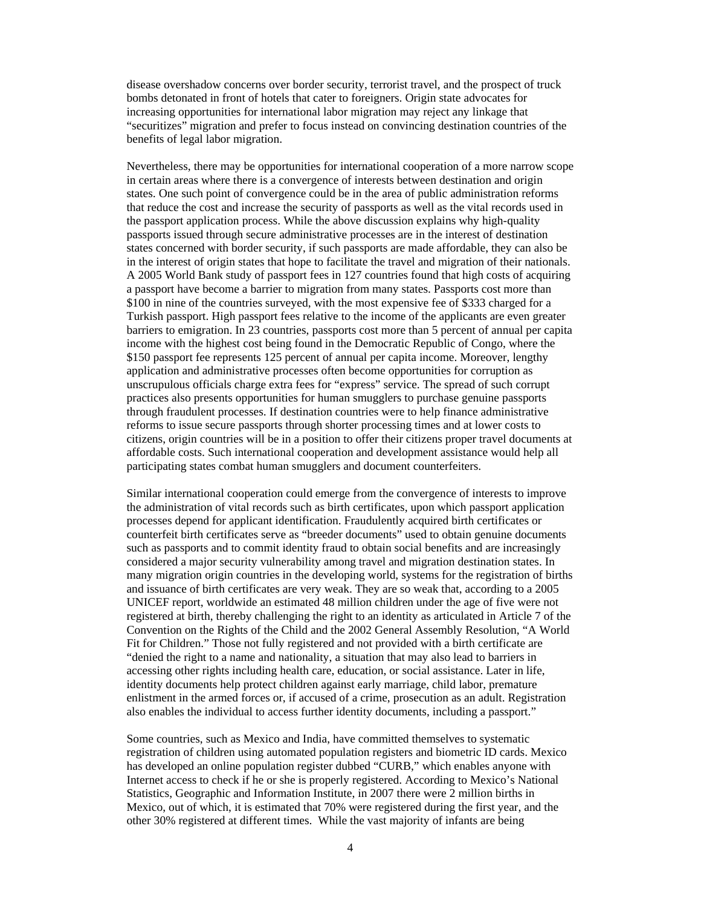disease overshadow concerns over border security, terrorist travel, and the prospect of truck bombs detonated in front of hotels that cater to foreigners. Origin state advocates for increasing opportunities for international labor migration may reject any linkage that "securitizes" migration and prefer to focus instead on convincing destination countries of the benefits of legal labor migration.

Nevertheless, there may be opportunities for international cooperation of a more narrow scope in certain areas where there is a convergence of interests between destination and origin states. One such point of convergence could be in the area of public administration reforms that reduce the cost and increase the security of passports as well as the vital records used in the passport application process. While the above discussion explains why high-quality passports issued through secure administrative processes are in the interest of destination states concerned with border security, if such passports are made affordable, they can also be in the interest of origin states that hope to facilitate the travel and migration of their nationals. A 2005 World Bank study of passport fees in 127 countries found that high costs of acquiring a passport have become a barrier to migration from many states. Passports cost more than $100 in nine of the countries surveyed, with the most expensive fee of $333 charged for a Turkish passport. High passport fees relative to the income of the applicants are even greater barriers to emigration. In 23 countries, passports cost more than 5 percent of annual per capita income with the highest cost being found in the Democratic Republic of Congo, where the $150 passport fee represents 125 percent of annual per capita income. Moreover, lengthy application and administrative processes often become opportunities for corruption as unscrupulous officials charge extra fees for "express" service. The spread of such corrupt practices also presents opportunities for human smugglers to purchase genuine passports through fraudulent processes. If destination countries were to help finance administrative reforms to issue secure passports through shorter processing times and at lower costs to citizens, origin countries will be in a position to offer their citizens proper travel documents at affordable costs. Such international cooperation and development assistance would help all participating states combat human smugglers and document counterfeiters.

Similar international cooperation could emerge from the convergence of interests to improve the administration of vital records such as birth certificates, upon which passport application processes depend for applicant identification. Fraudulently acquired birth certificates or counterfeit birth certificates serve as "breeder documents" used to obtain genuine documents such as passports and to commit identity fraud to obtain social benefits and are increasingly considered a major security vulnerability among travel and migration destination states. In many migration origin countries in the developing world, systems for the registration of births and issuance of birth certificates are very weak. They are so weak that, according to a 2005 UNICEF report, worldwide an estimated 48 million children under the age of five were not registered at birth, thereby challenging the right to an identity as articulated in Article 7 of the Convention on the Rights of the Child and the 2002 General Assembly Resolution, "A World Fit for Children." Those not fully registered and not provided with a birth certificate are "denied the right to a name and nationality, a situation that may also lead to barriers in accessing other rights including health care, education, or social assistance. Later in life, identity documents help protect children against early marriage, child labor, premature enlistment in the armed forces or, if accused of a crime, prosecution as an adult. Registration also enables the individual to access further identity documents, including a passport."

Some countries, such as Mexico and India, have committed themselves to systematic registration of children using automated population registers and biometric ID cards. Mexico has developed an online population register dubbed "CURB," which enables anyone with Internet access to check if he or she is properly registered. According to Mexico's National Statistics, Geographic and Information Institute, in 2007 there were 2 million births in Mexico, out of which, it is estimated that 70% were registered during the first year, and the other 30% registered at different times. While the vast majority of infants are being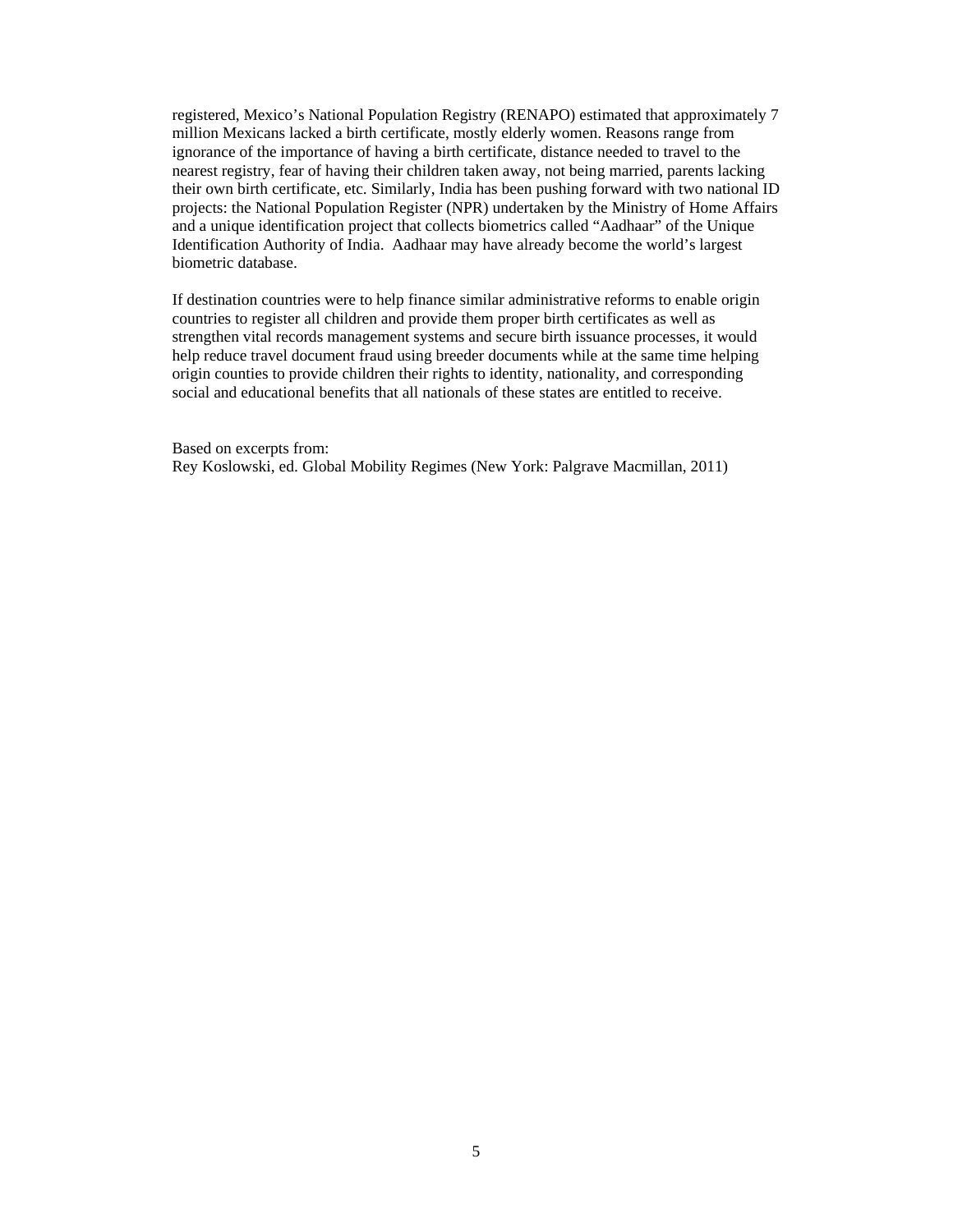registered, Mexico's National Population Registry (RENAPO) estimated that approximately 7 million Mexicans lacked a birth certificate, mostly elderly women. Reasons range from ignorance of the importance of having a birth certificate, distance needed to travel to the nearest registry, fear of having their children taken away, not being married, parents lacking their own birth certificate, etc. Similarly, India has been pushing forward with two national ID projects: the National Population Register (NPR) undertaken by the Ministry of Home Affairs and a unique identification project that collects biometrics called "Aadhaar" of the Unique Identification Authority of India. Aadhaar may have already become the world's largest biometric database.

If destination countries were to help finance similar administrative reforms to enable origin countries to register all children and provide them proper birth certificates as well as strengthen vital records management systems and secure birth issuance processes, it would help reduce travel document fraud using breeder documents while at the same time helping origin counties to provide children their rights to identity, nationality, and corresponding social and educational benefits that all nationals of these states are entitled to receive.

Based on excerpts from:
Rey Koslowski, ed. Global Mobility Regimes (New York: Palgrave Macmillan, 2011)